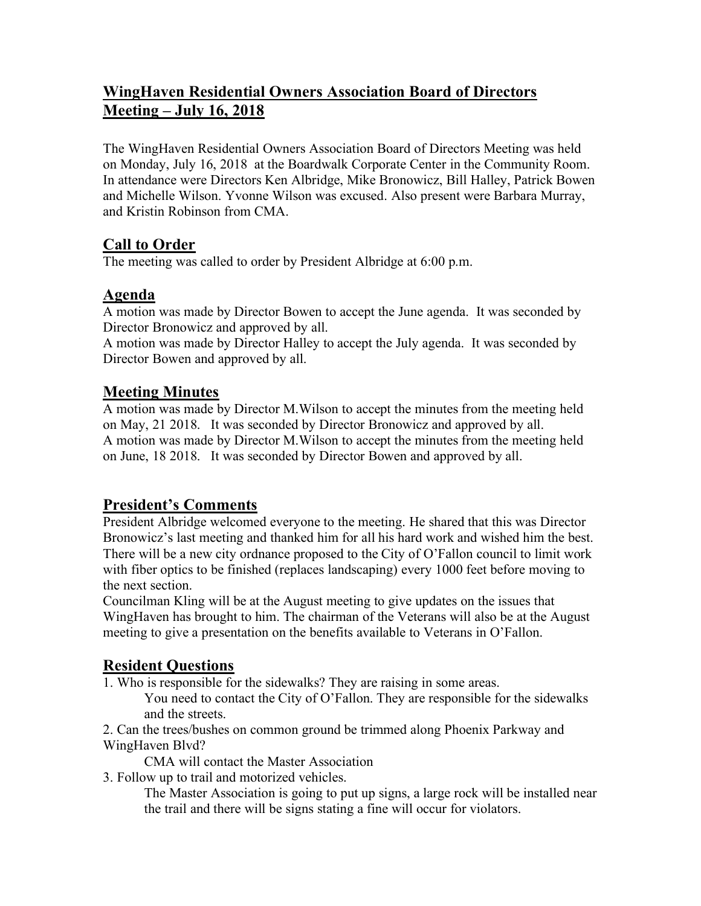# WingHaven Residential Owners Association Board of Directors Meeting – July 16, 2018

The WingHaven Residential Owners Association Board of Directors Meeting was held on Monday, July 16, 2018 at the Boardwalk Corporate Center in the Community Room. In attendance were Directors Ken Albridge, Mike Bronowicz, Bill Halley, Patrick Bowen and Michelle Wilson. Yvonne Wilson was excused. Also present were Barbara Murray, and Kristin Robinson from CMA.

## Call to Order

The meeting was called to order by President Albridge at 6:00 p.m.

## Agenda

A motion was made by Director Bowen to accept the June agenda. It was seconded by Director Bronowicz and approved by all.
A motion was made by Director Halley to accept the July agenda. It was seconded by Director Bowen and approved by all.

## Meeting Minutes

A motion was made by Director M.Wilson to accept the minutes from the meeting held on May, 21 2018. It was seconded by Director Bronowicz and approved by all.
A motion was made by Director M.Wilson to accept the minutes from the meeting held on June, 18 2018. It was seconded by Director Bowen and approved by all.

## President's Comments

President Albridge welcomed everyone to the meeting. He shared that this was Director Bronowicz's last meeting and thanked him for all his hard work and wished him the best. There will be a new city ordnance proposed to the City of O'Fallon council to limit work with fiber optics to be finished (replaces landscaping) every 1000 feet before moving to the next section.
Councilman Kling will be at the August meeting to give updates on the issues that WingHaven has brought to him. The chairman of the Veterans will also be at the August meeting to give a presentation on the benefits available to Veterans in O'Fallon.

## Resident Questions

1. Who is responsible for the sidewalks? They are raising in some areas.
   You need to contact the City of O'Fallon. They are responsible for the sidewalks and the streets.
2. Can the trees/bushes on common ground be trimmed along Phoenix Parkway and WingHaven Blvd?
   CMA will contact the Master Association
3. Follow up to trail and motorized vehicles.
   The Master Association is going to put up signs, a large rock will be installed near the trail and there will be signs stating a fine will occur for violators.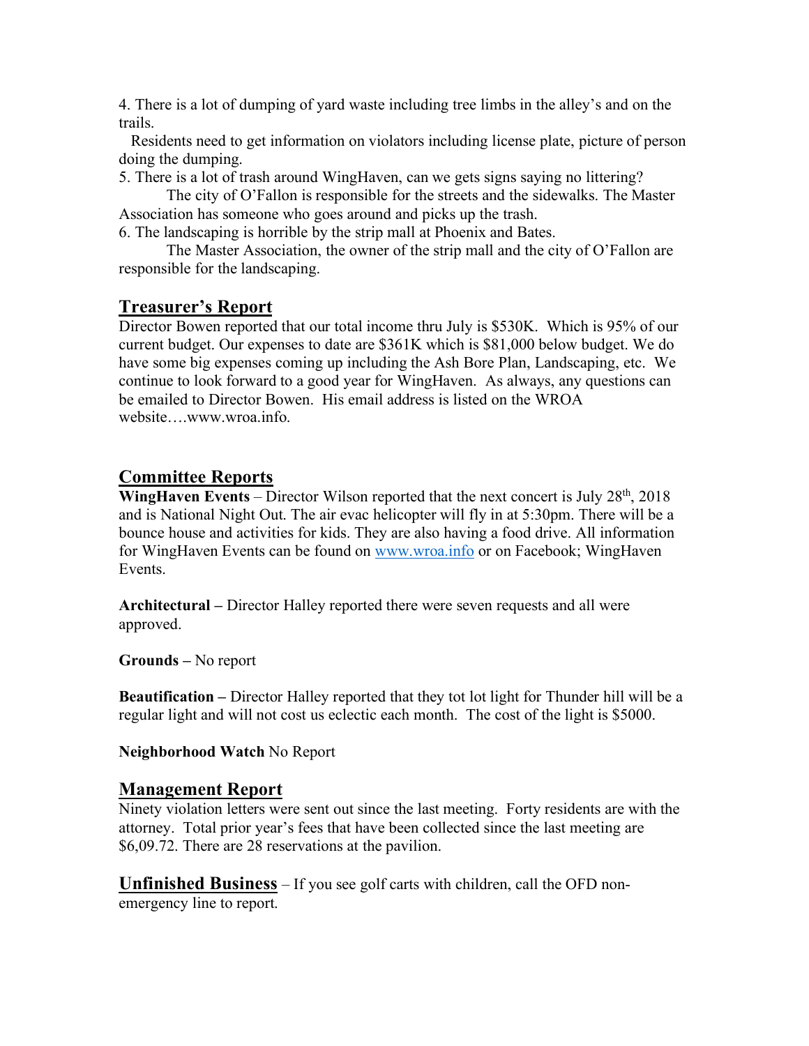4. There is a lot of dumping of yard waste including tree limbs in the alley's and on the trails.

Residents need to get information on violators including license plate, picture of person doing the dumping.

5. There is a lot of trash around WingHaven, can we gets signs saying no littering?

The city of O'Fallon is responsible for the streets and the sidewalks. The Master Association has someone who goes around and picks up the trash.

6. The landscaping is horrible by the strip mall at Phoenix and Bates.

The Master Association, the owner of the strip mall and the city of O'Fallon are responsible for the landscaping.

## Treasurer's Report

Director Bowen reported that our total income thru July is $530K. Which is 95% of our current budget. Our expenses to date are $361K which is $81,000 below budget. We do have some big expenses coming up including the Ash Bore Plan, Landscaping, etc. We continue to look forward to a good year for WingHaven. As always, any questions can be emailed to Director Bowen. His email address is listed on the WROA website….www.wroa.info.

## Committee Reports

**WingHaven Events** – Director Wilson reported that the next concert is July 28th, 2018 and is National Night Out. The air evac helicopter will fly in at 5:30pm. There will be a bounce house and activities for kids. They are also having a food drive. All information for WingHaven Events can be found on www.wroa.info or on Facebook; WingHaven Events.

**Architectural –** Director Halley reported there were seven requests and all were approved.

**Grounds –** No report

**Beautification –** Director Halley reported that they tot lot light for Thunder hill will be a regular light and will not cost us eclectic each month. The cost of the light is $5000.

**Neighborhood Watch** No Report

## Management Report

Ninety violation letters were sent out since the last meeting. Forty residents are with the attorney. Total prior year's fees that have been collected since the last meeting are $6,09.72. There are 28 reservations at the pavilion.

## Unfinished Business

– If you see golf carts with children, call the OFD non-emergency line to report.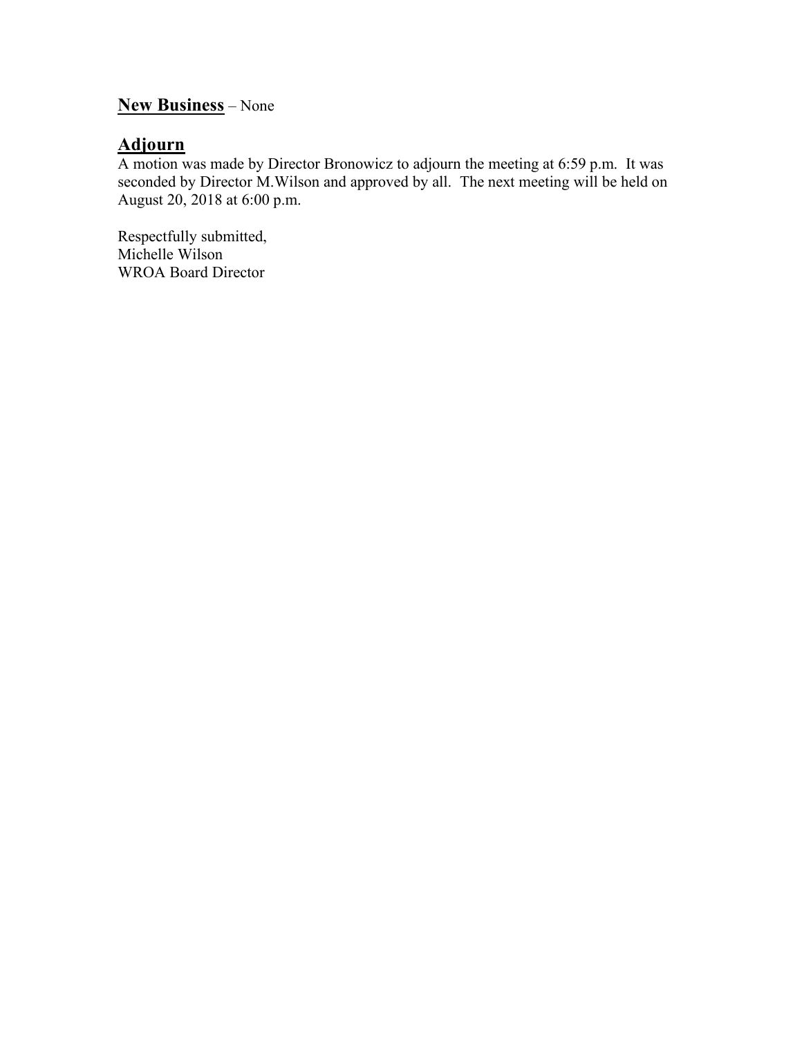**New Business** – None

## Adjourn

A motion was made by Director Bronowicz to adjourn the meeting at 6:59 p.m. It was seconded by Director M.Wilson and approved by all. The next meeting will be held on August 20, 2018 at 6:00 p.m.

Respectfully submitted,
Michelle Wilson
WROA Board Director